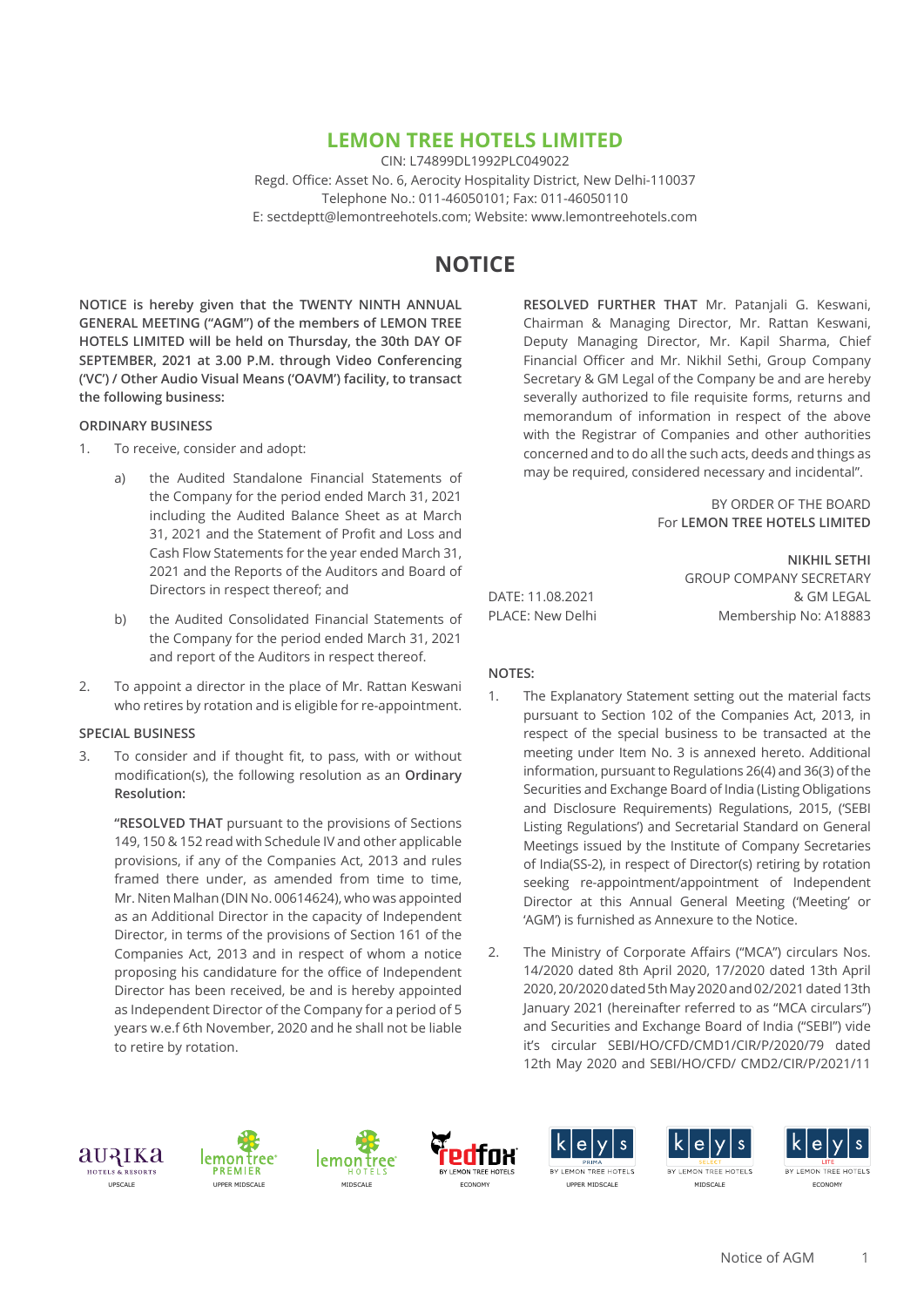# LEMON TREE HOTELS LIMITED

CIN: L74899DL1992PLC049022
Regd. Office: Asset No. 6, Aerocity Hospitality District, New Delhi-110037
Telephone No.: 011-46050101; Fax: 011-46050110
E: sectdeptt@lemontreehotels.com; Website: www.lemontreehotels.com

## NOTICE

**NOTICE is hereby given that the TWENTY NINTH ANNUAL GENERAL MEETING ("AGM") of the members of LEMON TREE HOTELS LIMITED will be held on Thursday, the 30th DAY OF SEPTEMBER, 2021 at 3.00 P.M. through Video Conferencing ('VC') / Other Audio Visual Means ('OAVM') facility, to transact the following business:**

### ORDINARY BUSINESS

1. To receive, consider and adopt:

   a) the Audited Standalone Financial Statements of the Company for the period ended March 31, 2021 including the Audited Balance Sheet as at March 31, 2021 and the Statement of Profit and Loss and Cash Flow Statements for the year ended March 31, 2021 and the Reports of the Auditors and Board of Directors in respect thereof; and

   b) the Audited Consolidated Financial Statements of the Company for the period ended March 31, 2021 and report of the Auditors in respect thereof.

2. To appoint a director in the place of Mr. Rattan Keswani who retires by rotation and is eligible for re-appointment.

### SPECIAL BUSINESS

3. To consider and if thought fit, to pass, with or without modification(s), the following resolution as an **Ordinary Resolution:**

   **"RESOLVED THAT** pursuant to the provisions of Sections 149, 150 & 152 read with Schedule IV and other applicable provisions, if any of the Companies Act, 2013 and rules framed there under, as amended from time to time, Mr. Niten Malhan (DIN No. 00614624), who was appointed as an Additional Director in the capacity of Independent Director, in terms of the provisions of Section 161 of the Companies Act, 2013 and in respect of whom a notice proposing his candidature for the office of Independent Director has been received, be and is hereby appointed as Independent Director of the Company for a period of 5 years w.e.f 6th November, 2020 and he shall not be liable to retire by rotation.

   **RESOLVED FURTHER THAT** Mr. Patanjali G. Keswani, Chairman & Managing Director, Mr. Rattan Keswani, Deputy Managing Director, Mr. Kapil Sharma, Chief Financial Officer and Mr. Nikhil Sethi, Group Company Secretary & GM Legal of the Company be and are hereby severally authorized to file requisite forms, returns and memorandum of information in respect of the above with the Registrar of Companies and other authorities concerned and to do all the such acts, deeds and things as may be required, considered necessary and incidental".

BY ORDER OF THE BOARD
For **LEMON TREE HOTELS LIMITED**

**NIKHIL SETHI**
GROUP COMPANY SECRETARY & GM LEGAL
Membership No: A18883

DATE: 11.08.2021
PLACE: New Delhi

### NOTES:

1. The Explanatory Statement setting out the material facts pursuant to Section 102 of the Companies Act, 2013, in respect of the special business to be transacted at the meeting under Item No. 3 is annexed hereto. Additional information, pursuant to Regulations 26(4) and 36(3) of the Securities and Exchange Board of India (Listing Obligations and Disclosure Requirements) Regulations, 2015, ('SEBI Listing Regulations') and Secretarial Standard on General Meetings issued by the Institute of Company Secretaries of India(SS-2), in respect of Director(s) retiring by rotation seeking re-appointment/appointment of Independent Director at this Annual General Meeting ('Meeting' or 'AGM') is furnished as Annexure to the Notice.

2. The Ministry of Corporate Affairs ("MCA") circulars Nos. 14/2020 dated 8th April 2020, 17/2020 dated 13th April 2020, 20/2020 dated 5th May 2020 and 02/2021 dated 13th January 2021 (hereinafter referred to as "MCA circulars") and Securities and Exchange Board of India ("SEBI") vide it's circular SEBI/HO/CFD/CMD1/CIR/P/2020/79 dated 12th May 2020 and SEBI/HO/CFD/ CMD2/CIR/P/2021/11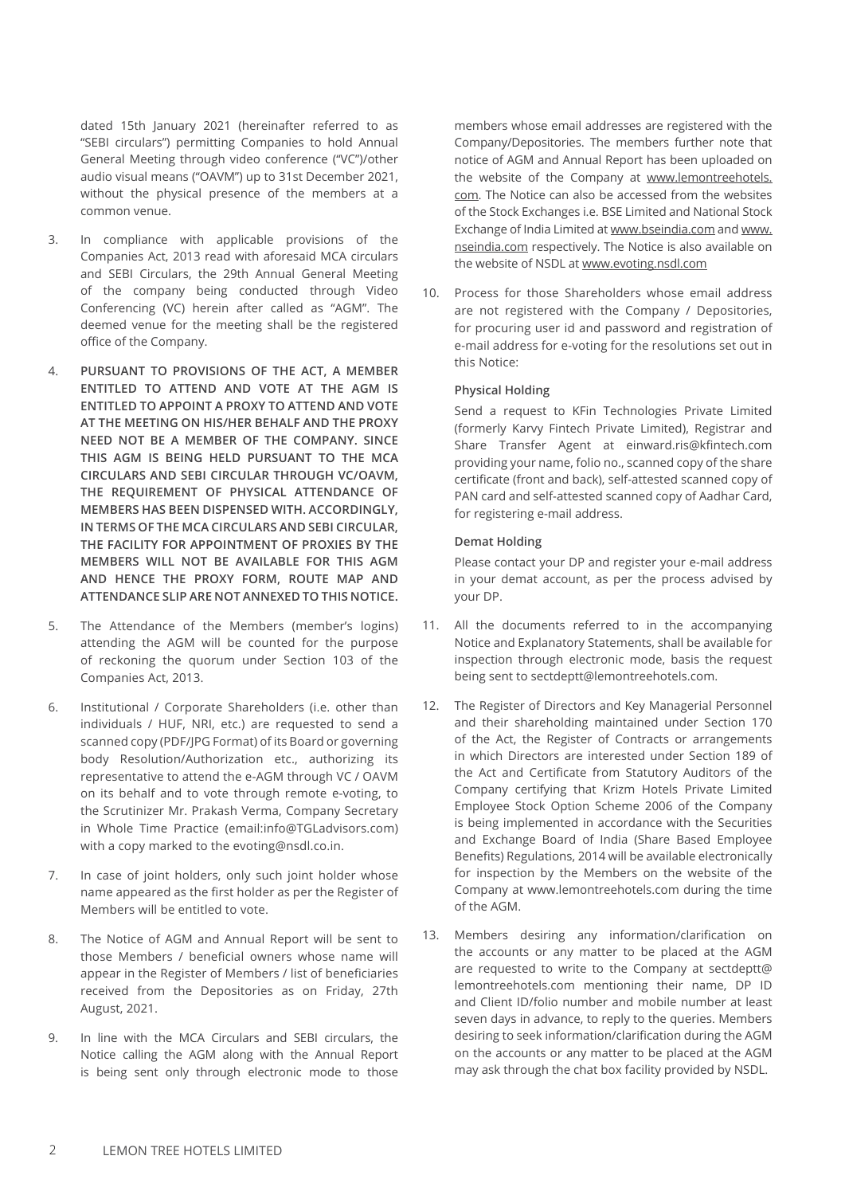dated 15th January 2021 (hereinafter referred to as "SEBI circulars") permitting Companies to hold Annual General Meeting through video conference ("VC")/other audio visual means ("OAVM") up to 31st December 2021, without the physical presence of the members at a common venue.

3. In compliance with applicable provisions of the Companies Act, 2013 read with aforesaid MCA circulars and SEBI Circulars, the 29th Annual General Meeting of the company being conducted through Video Conferencing (VC) herein after called as "AGM". The deemed venue for the meeting shall be the registered office of the Company.

4. **PURSUANT TO PROVISIONS OF THE ACT, A MEMBER ENTITLED TO ATTEND AND VOTE AT THE AGM IS ENTITLED TO APPOINT A PROXY TO ATTEND AND VOTE AT THE MEETING ON HIS/HER BEHALF AND THE PROXY NEED NOT BE A MEMBER OF THE COMPANY. SINCE THIS AGM IS BEING HELD PURSUANT TO THE MCA CIRCULARS AND SEBI CIRCULAR THROUGH VC/OAVM, THE REQUIREMENT OF PHYSICAL ATTENDANCE OF MEMBERS HAS BEEN DISPENSED WITH. ACCORDINGLY, IN TERMS OF THE MCA CIRCULARS AND SEBI CIRCULAR, THE FACILITY FOR APPOINTMENT OF PROXIES BY THE MEMBERS WILL NOT BE AVAILABLE FOR THIS AGM AND HENCE THE PROXY FORM, ROUTE MAP AND ATTENDANCE SLIP ARE NOT ANNEXED TO THIS NOTICE.**

5. The Attendance of the Members (member's logins) attending the AGM will be counted for the purpose of reckoning the quorum under Section 103 of the Companies Act, 2013.

6. Institutional / Corporate Shareholders (i.e. other than individuals / HUF, NRI, etc.) are requested to send a scanned copy (PDF/JPG Format) of its Board or governing body Resolution/Authorization etc., authorizing its representative to attend the e-AGM through VC / OAVM on its behalf and to vote through remote e-voting, to the Scrutinizer Mr. Prakash Verma, Company Secretary in Whole Time Practice (email:info@TGLadvisors.com) with a copy marked to the evoting@nsdl.co.in.

7. In case of joint holders, only such joint holder whose name appeared as the first holder as per the Register of Members will be entitled to vote.

8. The Notice of AGM and Annual Report will be sent to those Members / beneficial owners whose name will appear in the Register of Members / list of beneficiaries received from the Depositories as on Friday, 27th August, 2021.

9. In line with the MCA Circulars and SEBI circulars, the Notice calling the AGM along with the Annual Report is being sent only through electronic mode to those members whose email addresses are registered with the Company/Depositories. The members further note that notice of AGM and Annual Report has been uploaded on the website of the Company at www.lemontreehotels.com. The Notice can also be accessed from the websites of the Stock Exchanges i.e. BSE Limited and National Stock Exchange of India Limited at www.bseindia.com and www.nseindia.com respectively. The Notice is also available on the website of NSDL at www.evoting.nsdl.com

10. Process for those Shareholders whose email address are not registered with the Company / Depositories, for procuring user id and password and registration of e-mail address for e-voting for the resolutions set out in this Notice:

    **Physical Holding**

    Send a request to KFin Technologies Private Limited (formerly Karvy Fintech Private Limited), Registrar and Share Transfer Agent at einward.ris@kfintech.com providing your name, folio no., scanned copy of the share certificate (front and back), self-attested scanned copy of PAN card and self-attested scanned copy of Aadhar Card, for registering e-mail address.

    **Demat Holding**

    Please contact your DP and register your e-mail address in your demat account, as per the process advised by your DP.

11. All the documents referred to in the accompanying Notice and Explanatory Statements, shall be available for inspection through electronic mode, basis the request being sent to sectdeptt@lemontreehotels.com.

12. The Register of Directors and Key Managerial Personnel and their shareholding maintained under Section 170 of the Act, the Register of Contracts or arrangements in which Directors are interested under Section 189 of the Act and Certificate from Statutory Auditors of the Company certifying that Krizm Hotels Private Limited Employee Stock Option Scheme 2006 of the Company is being implemented in accordance with the Securities and Exchange Board of India (Share Based Employee Benefits) Regulations, 2014 will be available electronically for inspection by the Members on the website of the Company at www.lemontreehotels.com during the time of the AGM.

13. Members desiring any information/clarification on the accounts or any matter to be placed at the AGM are requested to write to the Company at sectdeptt@lemontreehotels.com mentioning their name, DP ID and Client ID/folio number and mobile number at least seven days in advance, to reply to the queries. Members desiring to seek information/clarification during the AGM on the accounts or any matter to be placed at the AGM may ask through the chat box facility provided by NSDL.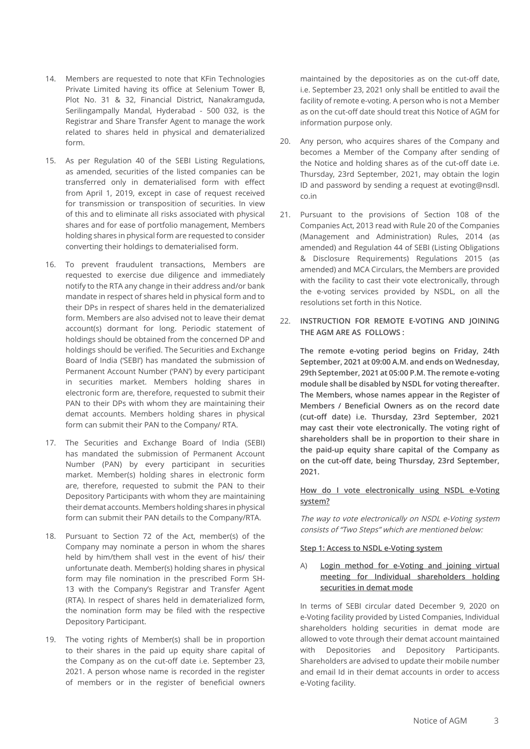14. Members are requested to note that KFin Technologies Private Limited having its office at Selenium Tower B, Plot No. 31 & 32, Financial District, Nanakramguda, Serilingampally Mandal, Hyderabad - 500 032, is the Registrar and Share Transfer Agent to manage the work related to shares held in physical and dematerialized form.

15. As per Regulation 40 of the SEBI Listing Regulations, as amended, securities of the listed companies can be transferred only in dematerialised form with effect from April 1, 2019, except in case of request received for transmission or transposition of securities. In view of this and to eliminate all risks associated with physical shares and for ease of portfolio management, Members holding shares in physical form are requested to consider converting their holdings to dematerialised form.

16. To prevent fraudulent transactions, Members are requested to exercise due diligence and immediately notify to the RTA any change in their address and/or bank mandate in respect of shares held in physical form and to their DPs in respect of shares held in the dematerialized form. Members are also advised not to leave their demat account(s) dormant for long. Periodic statement of holdings should be obtained from the concerned DP and holdings should be verified. The Securities and Exchange Board of India ('SEBI') has mandated the submission of Permanent Account Number ('PAN') by every participant in securities market. Members holding shares in electronic form are, therefore, requested to submit their PAN to their DPs with whom they are maintaining their demat accounts. Members holding shares in physical form can submit their PAN to the Company/ RTA.

17. The Securities and Exchange Board of India (SEBI) has mandated the submission of Permanent Account Number (PAN) by every participant in securities market. Member(s) holding shares in electronic form are, therefore, requested to submit the PAN to their Depository Participants with whom they are maintaining their demat accounts. Members holding shares in physical form can submit their PAN details to the Company/RTA.

18. Pursuant to Section 72 of the Act, member(s) of the Company may nominate a person in whom the shares held by him/them shall vest in the event of his/ their unfortunate death. Member(s) holding shares in physical form may file nomination in the prescribed Form SH-13 with the Company's Registrar and Transfer Agent (RTA). In respect of shares held in dematerialized form, the nomination form may be filed with the respective Depository Participant.

19. The voting rights of Member(s) shall be in proportion to their shares in the paid up equity share capital of the Company as on the cut-off date i.e. September 23, 2021. A person whose name is recorded in the register of members or in the register of beneficial owners maintained by the depositories as on the cut-off date, i.e. September 23, 2021 only shall be entitled to avail the facility of remote e-voting. A person who is not a Member as on the cut-off date should treat this Notice of AGM for information purpose only.

20. Any person, who acquires shares of the Company and becomes a Member of the Company after sending of the Notice and holding shares as of the cut-off date i.e. Thursday, 23rd September, 2021, may obtain the login ID and password by sending a request at evoting@nsdl.co.in

21. Pursuant to the provisions of Section 108 of the Companies Act, 2013 read with Rule 20 of the Companies (Management and Administration) Rules, 2014 (as amended) and Regulation 44 of SEBI (Listing Obligations & Disclosure Requirements) Regulations 2015 (as amended) and MCA Circulars, the Members are provided with the facility to cast their vote electronically, through the e-voting services provided by NSDL, on all the resolutions set forth in this Notice.

22. **INSTRUCTION FOR REMOTE E-VOTING AND JOINING THE AGM ARE AS FOLLOWS :**

    **The remote e-voting period begins on Friday, 24th September, 2021 at 09:00 A.M. and ends on Wednesday, 29th September, 2021 at 05:00 P.M. The remote e-voting module shall be disabled by NSDL for voting thereafter. The Members, whose names appear in the Register of Members / Beneficial Owners as on the record date (cut-off date) i.e. Thursday, 23rd September, 2021 may cast their vote electronically. The voting right of shareholders shall be in proportion to their share in the paid-up equity share capital of the Company as on the cut-off date, being Thursday, 23rd September, 2021.**

    **How do I vote electronically using NSDL e-Voting system?**

    *The way to vote electronically on NSDL e-Voting system consists of "Two Steps" which are mentioned below:*

    **Step 1: Access to NSDL e-Voting system**

    A) **Login method for e-Voting and joining virtual meeting for Individual shareholders holding securities in demat mode**

    In terms of SEBI circular dated December 9, 2020 on e-Voting facility provided by Listed Companies, Individual shareholders holding securities in demat mode are allowed to vote through their demat account maintained with Depositories and Depository Participants. Shareholders are advised to update their mobile number and email Id in their demat accounts in order to access e-Voting facility.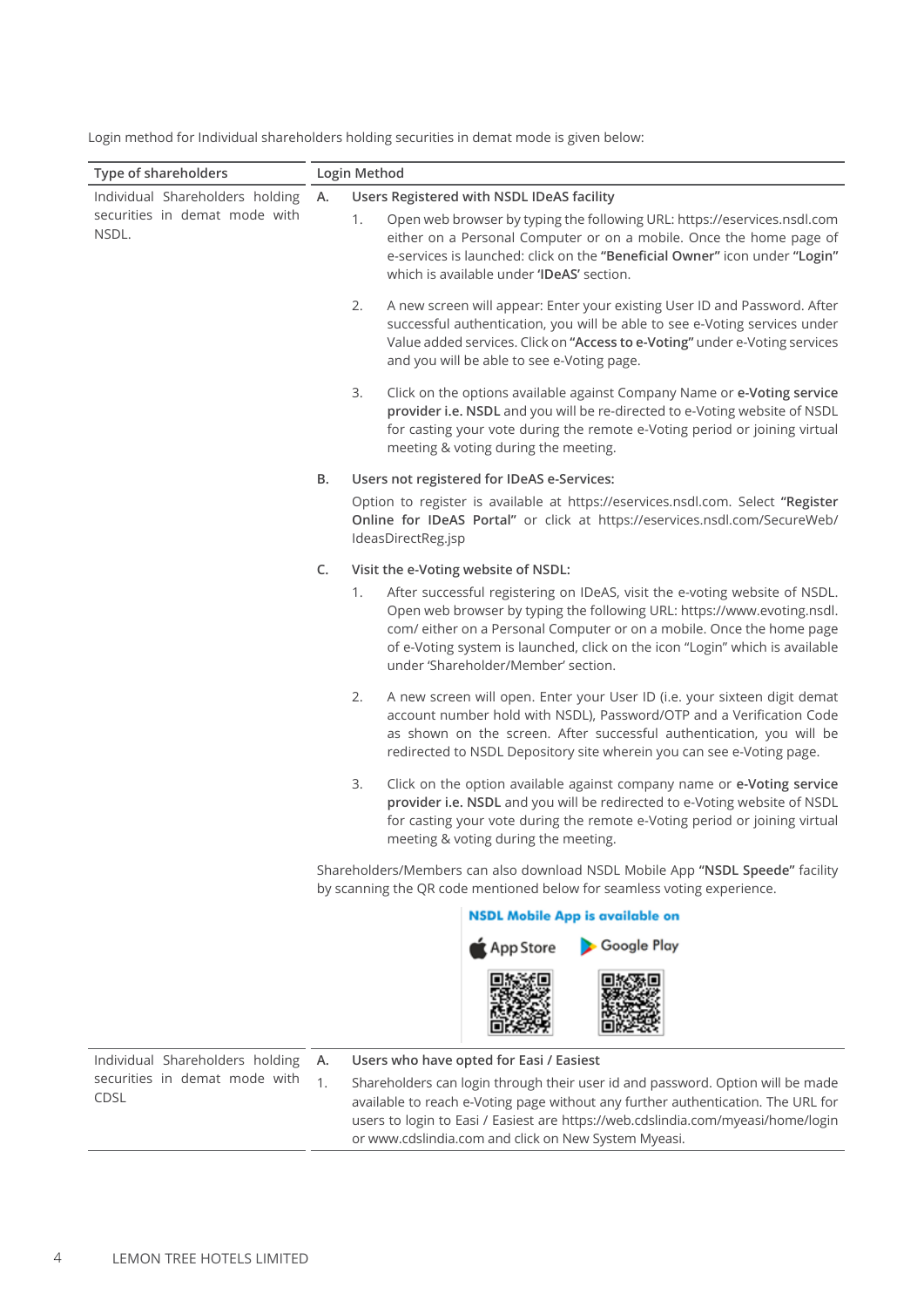Login method for Individual shareholders holding securities in demat mode is given below:

| Type of shareholders | Login Method |
|---|---|
| Individual Shareholders holding securities in demat mode with NSDL. | **A. Users Registered with NSDL IDeAS facility**<br>1. Open web browser by typing the following URL: https://eservices.nsdl.com either on a Personal Computer or on a mobile. Once the home page of e-services is launched: click on the **"Beneficial Owner"** icon under **"Login"** which is available under **'IDeAS'** section.<br>2. A new screen will appear: Enter your existing User ID and Password. After successful authentication, you will be able to see e-Voting services under Value added services. Click on **"Access to e-Voting"** under e-Voting services and you will be able to see e-Voting page.<br>3. Click on the options available against Company Name or **e-Voting service provider i.e. NSDL** and you will be re-directed to e-Voting website of NSDL for casting your vote during the remote e-Voting period or joining virtual meeting & voting during the meeting.<br>**B. Users not registered for IDeAS e-Services:**<br>Option to register is available at https://eservices.nsdl.com. Select **"Register Online for IDeAS Portal"** or click at https://eservices.nsdl.com/SecureWeb/IdeasDirectReg.jsp<br>**C. Visit the e-Voting website of NSDL:**<br>1. After successful registering on IDeAS, visit the e-voting website of NSDL. Open web browser by typing the following URL: https://www.evoting.nsdl.com/ either on a Personal Computer or on a mobile. Once the home page of e-Voting system is launched, click on the icon "Login" which is available under 'Shareholder/Member' section.<br>2. A new screen will open. Enter your User ID (i.e. your sixteen digit demat account number hold with NSDL), Password/OTP and a Verification Code as shown on the screen. After successful authentication, you will be redirected to NSDL Depository site wherein you can see e-Voting page.<br>3. Click on the option available against company name or **e-Voting service provider i.e. NSDL** and you will be redirected to e-Voting website of NSDL for casting your vote during the remote e-Voting period or joining virtual meeting & voting during the meeting.<br>Shareholders/Members can also download NSDL Mobile App **"NSDL Speede"** facility by scanning the QR code mentioned below for seamless voting experience.<br>**NSDL Mobile App is available on**<br>App Store    Google Play |
| Individual Shareholders holding securities in demat mode with CDSL | **A. Users who have opted for Easi / Easiest**<br>1. Shareholders can login through their user id and password. Option will be made available to reach e-Voting page without any further authentication. The URL for users to login to Easi / Easiest are https://web.cdslindia.com/myeasi/home/login or www.cdslindia.com and click on New System Myeasi. |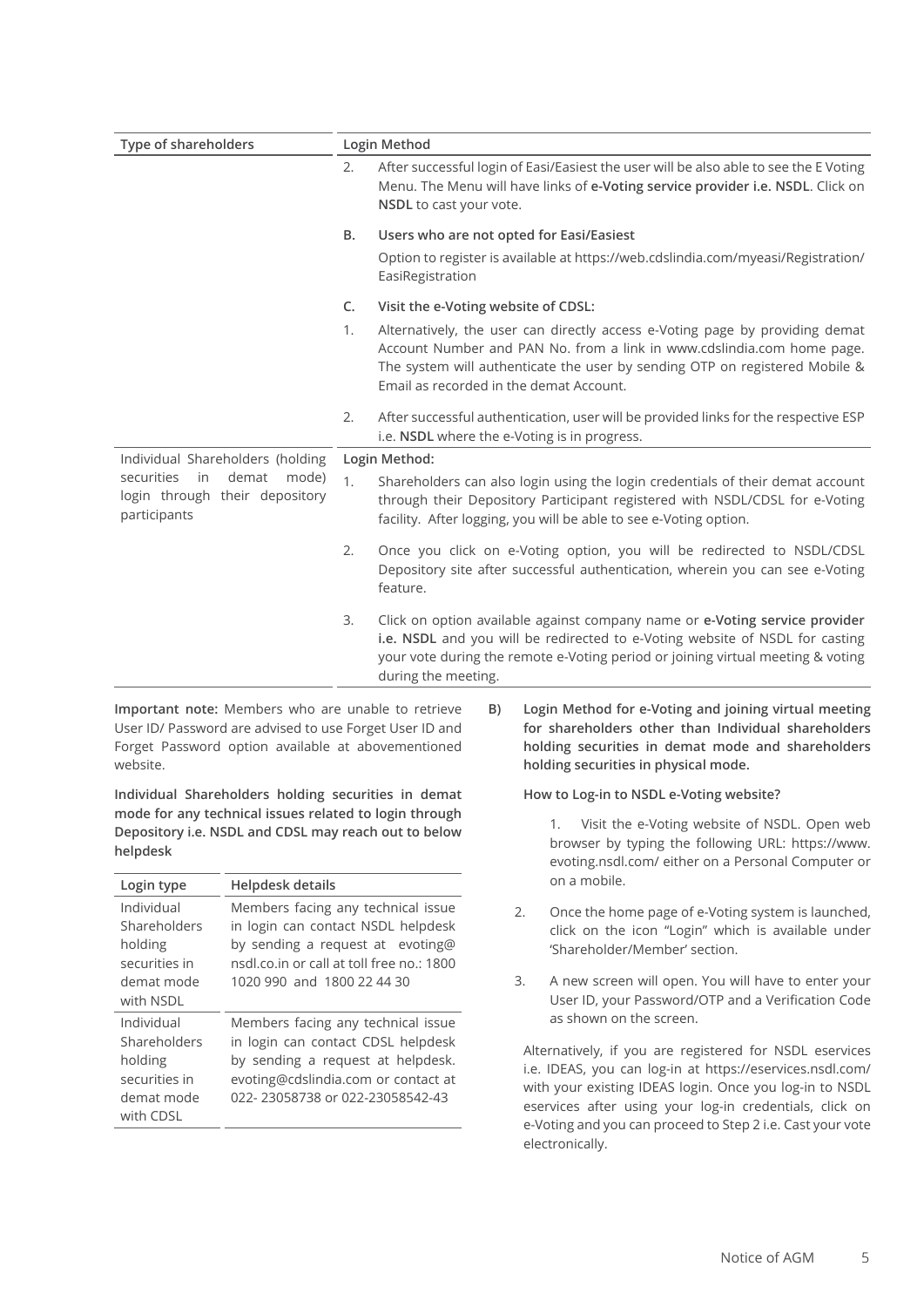| Type of shareholders | Login Method |
| --- | --- |
| | 2. After successful login of Easi/Easiest the user will be also able to see the E Voting Menu. The Menu will have links of **e-Voting service provider i.e. NSDL**. Click on **NSDL** to cast your vote.<br><br>**B. Users who are not opted for Easi/Easiest**<br>Option to register is available at https://web.cdslindia.com/myeasi/Registration/EasiRegistration<br><br>**C. Visit the e-Voting website of CDSL:**<br>1. Alternatively, the user can directly access e-Voting page by providing demat Account Number and PAN No. from a link in www.cdslindia.com home page. The system will authenticate the user by sending OTP on registered Mobile & Email as recorded in the demat Account.<br>2. After successful authentication, user will be provided links for the respective ESP i.e. **NSDL** where the e-Voting is in progress. |
| Individual Shareholders (holding securities in demat mode) login through their depository participants | **Login Method:**<br>1. Shareholders can also login using the login credentials of their demat account through their Depository Participant registered with NSDL/CDSL for e-Voting facility. After logging, you will be able to see e-Voting option.<br>2. Once you click on e-Voting option, you will be redirected to NSDL/CDSL Depository site after successful authentication, wherein you can see e-Voting feature.<br>3. Click on option available against company name or **e-Voting service provider i.e. NSDL** and you will be redirected to e-Voting website of NSDL for casting your vote during the remote e-Voting period or joining virtual meeting & voting during the meeting. |

**Important note:** Members who are unable to retrieve User ID/ Password are advised to use Forget User ID and Forget Password option available at abovementioned website.

**Individual Shareholders holding securities in demat mode for any technical issues related to login through Depository i.e. NSDL and CDSL may reach out to below helpdesk**

| Login type | Helpdesk details |
| --- | --- |
| Individual Shareholders holding securities in demat mode with NSDL | Members facing any technical issue in login can contact NSDL helpdesk by sending a request at evoting@nsdl.co.in or call at toll free no.: 1800 1020 990 and 1800 22 44 30 |
| Individual Shareholders holding securities in demat mode with CDSL | Members facing any technical issue in login can contact CDSL helpdesk by sending a request at helpdesk.evoting@cdslindia.com or contact at 022- 23058738 or 022-23058542-43 |

**B) Login Method for e-Voting and joining virtual meeting for shareholders other than Individual shareholders holding securities in demat mode and shareholders holding securities in physical mode.**

**How to Log-in to NSDL e-Voting website?**

1. Visit the e-Voting website of NSDL. Open web browser by typing the following URL: https://www.evoting.nsdl.com/ either on a Personal Computer or on a mobile.
2. Once the home page of e-Voting system is launched, click on the icon "Login" which is available under 'Shareholder/Member' section.
3. A new screen will open. You will have to enter your User ID, your Password/OTP and a Verification Code as shown on the screen.

Alternatively, if you are registered for NSDL eservices i.e. IDEAS, you can log-in at https://eservices.nsdl.com/ with your existing IDEAS login. Once you log-in to NSDL eservices after using your log-in credentials, click on e-Voting and you can proceed to Step 2 i.e. Cast your vote electronically.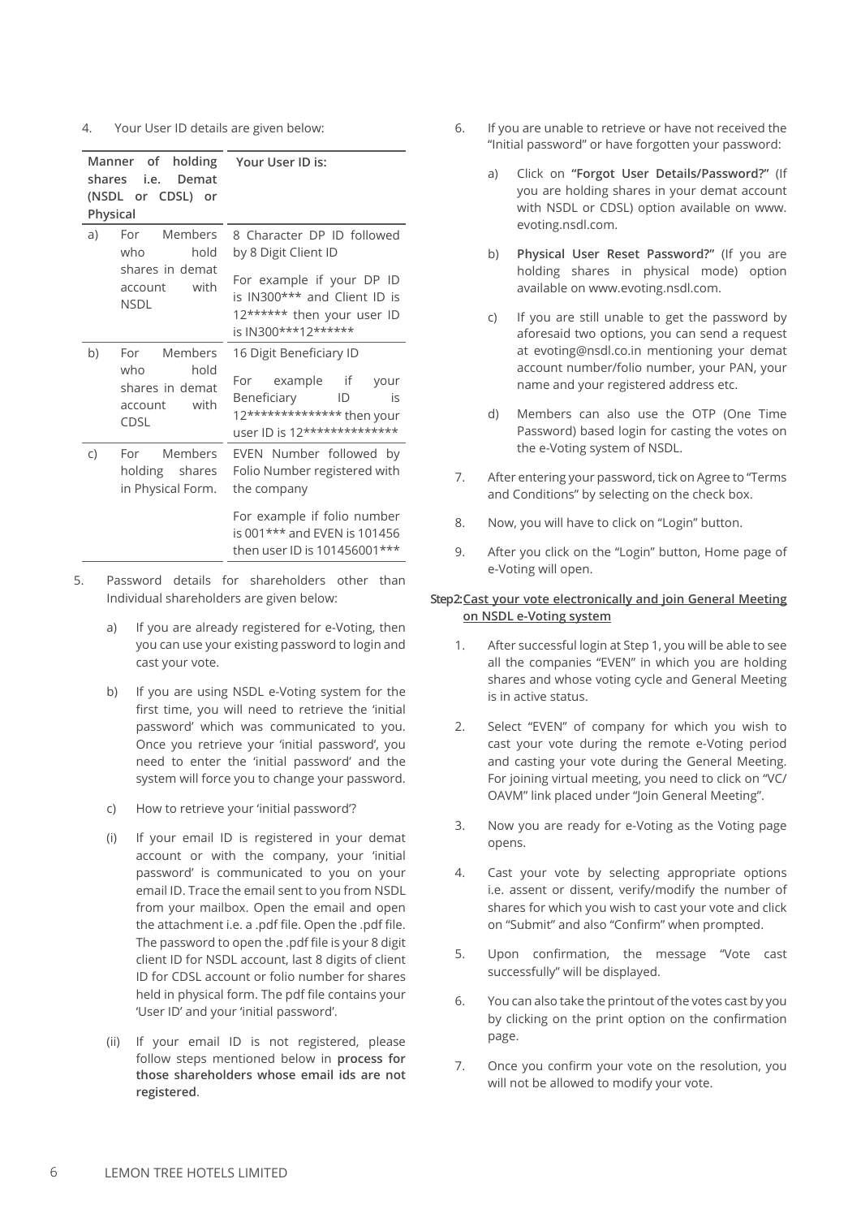4. Your User ID details are given below:

| Manner of holding shares i.e. Demat (NSDL or CDSL) or Physical | Your User ID is: |
|---|---|
| a) For Members who hold shares in demat account with NSDL | 8 Character DP ID followed by 8 Digit Client ID<br><br>For example if your DP ID is IN300*** and Client ID is 12****** then your user ID is IN300***12****** |
| b) For Members who hold shares in demat account with CDSL | 16 Digit Beneficiary ID<br><br>For example if your Beneficiary ID is 12************** then your user ID is 12************** |
| c) For Members holding shares in Physical Form. | EVEN Number followed by Folio Number registered with the company<br><br>For example if folio number is 001*** and EVEN is 101456 then user ID is 101456001*** |

5. Password details for shareholders other than Individual shareholders are given below:

   a) If you are already registered for e-Voting, then you can use your existing password to login and cast your vote.

   b) If you are using NSDL e-Voting system for the first time, you will need to retrieve the 'initial password' which was communicated to you. Once you retrieve your 'initial password', you need to enter the 'initial password' and the system will force you to change your password.

   c) How to retrieve your 'initial password'?

   (i) If your email ID is registered in your demat account or with the company, your 'initial password' is communicated to you on your email ID. Trace the email sent to you from NSDL from your mailbox. Open the email and open the attachment i.e. a .pdf file. Open the .pdf file. The password to open the .pdf file is your 8 digit client ID for NSDL account, last 8 digits of client ID for CDSL account or folio number for shares held in physical form. The pdf file contains your 'User ID' and your 'initial password'.

   (ii) If your email ID is not registered, please follow steps mentioned below in **process for those shareholders whose email ids are not registered**.

6. If you are unable to retrieve or have not received the "Initial password" or have forgotten your password:

   a) Click on **"Forgot User Details/Password?"** (If you are holding shares in your demat account with NSDL or CDSL) option available on www.evoting.nsdl.com.

   b) **Physical User Reset Password?"** (If you are holding shares in physical mode) option available on www.evoting.nsdl.com.

   c) If you are still unable to get the password by aforesaid two options, you can send a request at evoting@nsdl.co.in mentioning your demat account number/folio number, your PAN, your name and your registered address etc.

   d) Members can also use the OTP (One Time Password) based login for casting the votes on the e-Voting system of NSDL.

7. After entering your password, tick on Agree to "Terms and Conditions" by selecting on the check box.

8. Now, you will have to click on "Login" button.

9. After you click on the "Login" button, Home page of e-Voting will open.

**Step2:** <u>Cast your vote electronically and join General Meeting on NSDL e-Voting system</u>

1. After successful login at Step 1, you will be able to see all the companies "EVEN" in which you are holding shares and whose voting cycle and General Meeting is in active status.

2. Select "EVEN" of company for which you wish to cast your vote during the remote e-Voting period and casting your vote during the General Meeting. For joining virtual meeting, you need to click on "VC/OAVM" link placed under "Join General Meeting".

3. Now you are ready for e-Voting as the Voting page opens.

4. Cast your vote by selecting appropriate options i.e. assent or dissent, verify/modify the number of shares for which you wish to cast your vote and click on "Submit" and also "Confirm" when prompted.

5. Upon confirmation, the message "Vote cast successfully" will be displayed.

6. You can also take the printout of the votes cast by you by clicking on the print option on the confirmation page.

7. Once you confirm your vote on the resolution, you will not be allowed to modify your vote.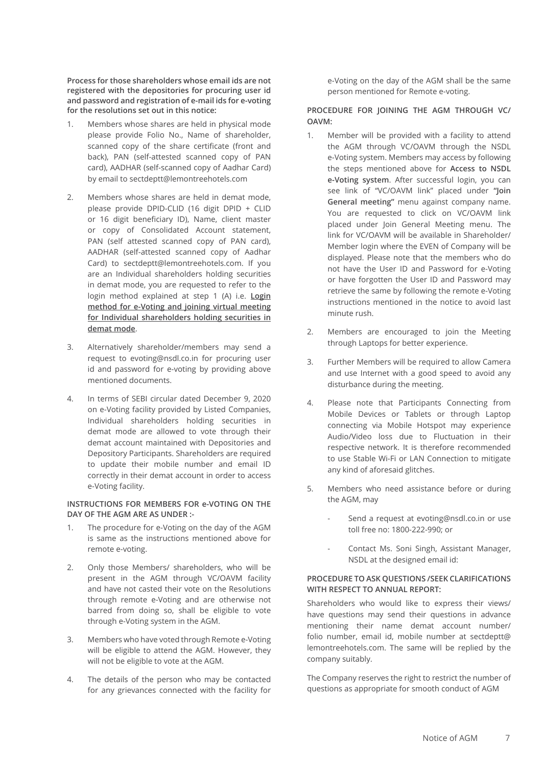**Process for those shareholders whose email ids are not registered with the depositories for procuring user id and password and registration of e-mail ids for e-voting for the resolutions set out in this notice:**

1. Members whose shares are held in physical mode please provide Folio No., Name of shareholder, scanned copy of the share certificate (front and back), PAN (self-attested scanned copy of PAN card), AADHAR (self-scanned copy of Aadhar Card) by email to sectdeptt@lemontreehotels.com

2. Members whose shares are held in demat mode, please provide DPID-CLID (16 digit DPID + CLID or 16 digit beneficiary ID), Name, client master or copy of Consolidated Account statement, PAN (self attested scanned copy of PAN card), AADHAR (self-attested scanned copy of Aadhar Card) to sectdeptt@lemontreehotels.com. If you are an Individual shareholders holding securities in demat mode, you are requested to refer to the login method explained at step 1 (A) i.e. **Login method for e-Voting and joining virtual meeting for Individual shareholders holding securities in demat mode**.

3. Alternatively shareholder/members may send a request to evoting@nsdl.co.in for procuring user id and password for e-voting by providing above mentioned documents.

4. In terms of SEBI circular dated December 9, 2020 on e-Voting facility provided by Listed Companies, Individual shareholders holding securities in demat mode are allowed to vote through their demat account maintained with Depositories and Depository Participants. Shareholders are required to update their mobile number and email ID correctly in their demat account in order to access e-Voting facility.

**INSTRUCTIONS FOR MEMBERS FOR e-VOTING ON THE DAY OF THE AGM ARE AS UNDER :-**

1. The procedure for e-Voting on the day of the AGM is same as the instructions mentioned above for remote e-voting.

2. Only those Members/ shareholders, who will be present in the AGM through VC/OAVM facility and have not casted their vote on the Resolutions through remote e-Voting and are otherwise not barred from doing so, shall be eligible to vote through e-Voting system in the AGM.

3. Members who have voted through Remote e-Voting will be eligible to attend the AGM. However, they will not be eligible to vote at the AGM.

4. The details of the person who may be contacted for any grievances connected with the facility for e-Voting on the day of the AGM shall be the same person mentioned for Remote e-voting.

**PROCEDURE FOR JOINING THE AGM THROUGH VC/ OAVM:**

1. Member will be provided with a facility to attend the AGM through VC/OAVM through the NSDL e-Voting system. Members may access by following the steps mentioned above for **Access to NSDL e-Voting system**. After successful login, you can see link of "VC/OAVM link" placed under **"Join General meeting"** menu against company name. You are requested to click on VC/OAVM link placed under Join General Meeting menu. The link for VC/OAVM will be available in Shareholder/ Member login where the EVEN of Company will be displayed. Please note that the members who do not have the User ID and Password for e-Voting or have forgotten the User ID and Password may retrieve the same by following the remote e-Voting instructions mentioned in the notice to avoid last minute rush.

2. Members are encouraged to join the Meeting through Laptops for better experience.

3. Further Members will be required to allow Camera and use Internet with a good speed to avoid any disturbance during the meeting.

4. Please note that Participants Connecting from Mobile Devices or Tablets or through Laptop connecting via Mobile Hotspot may experience Audio/Video loss due to Fluctuation in their respective network. It is therefore recommended to use Stable Wi-Fi or LAN Connection to mitigate any kind of aforesaid glitches.

5. Members who need assistance before or during the AGM, may

   - Send a request at evoting@nsdl.co.in or use toll free no: 1800-222-990; or

   - Contact Ms. Soni Singh, Assistant Manager, NSDL at the designed email id:

**PROCEDURE TO ASK QUESTIONS /SEEK CLARIFICATIONS WITH RESPECT TO ANNUAL REPORT:**

Shareholders who would like to express their views/ have questions may send their questions in advance mentioning their name demat account number/ folio number, email id, mobile number at sectdeptt@ lemontreehotels.com. The same will be replied by the company suitably.

The Company reserves the right to restrict the number of questions as appropriate for smooth conduct of AGM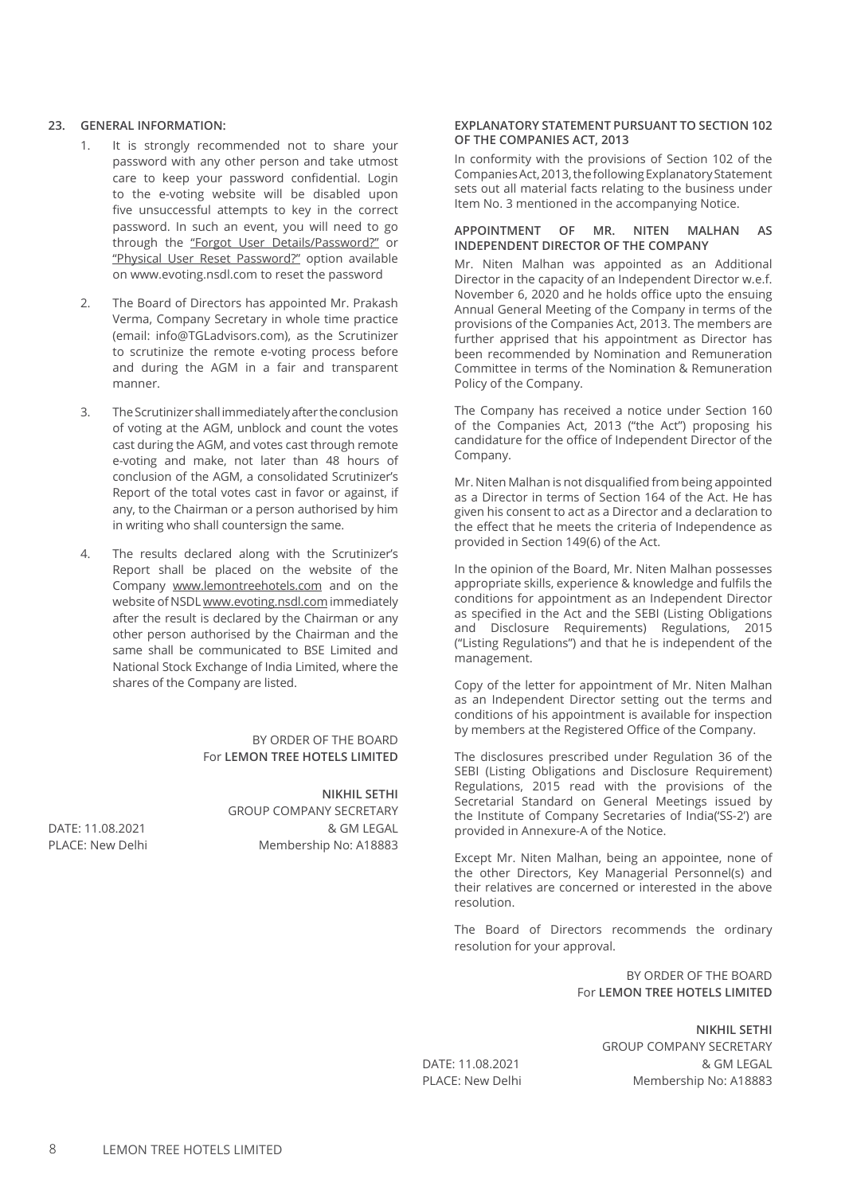## 23. GENERAL INFORMATION:

1. It is strongly recommended not to share your password with any other person and take utmost care to keep your password confidential. Login to the e-voting website will be disabled upon five unsuccessful attempts to key in the correct password. In such an event, you will need to go through the "Forgot User Details/Password?" or "Physical User Reset Password?" option available on www.evoting.nsdl.com to reset the password

2. The Board of Directors has appointed Mr. Prakash Verma, Company Secretary in whole time practice (email: info@TGLadvisors.com), as the Scrutinizer to scrutinize the remote e-voting process before and during the AGM in a fair and transparent manner.

3. The Scrutinizer shall immediately after the conclusion of voting at the AGM, unblock and count the votes cast during the AGM, and votes cast through remote e-voting and make, not later than 48 hours of conclusion of the AGM, a consolidated Scrutinizer's Report of the total votes cast in favor or against, if any, to the Chairman or a person authorised by him in writing who shall countersign the same.

4. The results declared along with the Scrutinizer's Report shall be placed on the website of the Company www.lemontreehotels.com and on the website of NSDL www.evoting.nsdl.com immediately after the result is declared by the Chairman or any other person authorised by the Chairman and the same shall be communicated to BSE Limited and National Stock Exchange of India Limited, where the shares of the Company are listed.

BY ORDER OF THE BOARD
For **LEMON TREE HOTELS LIMITED**

**NIKHIL SETHI**
GROUP COMPANY SECRETARY
& GM LEGAL
Membership No: A18883

DATE: 11.08.2021
PLACE: New Delhi

### EXPLANATORY STATEMENT PURSUANT TO SECTION 102 OF THE COMPANIES ACT, 2013

In conformity with the provisions of Section 102 of the Companies Act, 2013, the following Explanatory Statement sets out all material facts relating to the business under Item No. 3 mentioned in the accompanying Notice.

### APPOINTMENT OF MR. NITEN MALHAN AS INDEPENDENT DIRECTOR OF THE COMPANY

Mr. Niten Malhan was appointed as an Additional Director in the capacity of an Independent Director w.e.f. November 6, 2020 and he holds office upto the ensuing Annual General Meeting of the Company in terms of the provisions of the Companies Act, 2013. The members are further apprised that his appointment as Director has been recommended by Nomination and Remuneration Committee in terms of the Nomination & Remuneration Policy of the Company.

The Company has received a notice under Section 160 of the Companies Act, 2013 ("the Act") proposing his candidature for the office of Independent Director of the Company.

Mr. Niten Malhan is not disqualified from being appointed as a Director in terms of Section 164 of the Act. He has given his consent to act as a Director and a declaration to the effect that he meets the criteria of Independence as provided in Section 149(6) of the Act.

In the opinion of the Board, Mr. Niten Malhan possesses appropriate skills, experience & knowledge and fulfils the conditions for appointment as an Independent Director as specified in the Act and the SEBI (Listing Obligations and Disclosure Requirements) Regulations, 2015 ("Listing Regulations") and that he is independent of the management.

Copy of the letter for appointment of Mr. Niten Malhan as an Independent Director setting out the terms and conditions of his appointment is available for inspection by members at the Registered Office of the Company.

The disclosures prescribed under Regulation 36 of the SEBI (Listing Obligations and Disclosure Requirement) Regulations, 2015 read with the provisions of the Secretarial Standard on General Meetings issued by the Institute of Company Secretaries of India('SS-2') are provided in Annexure-A of the Notice.

Except Mr. Niten Malhan, being an appointee, none of the other Directors, Key Managerial Personnel(s) and their relatives are concerned or interested in the above resolution.

The Board of Directors recommends the ordinary resolution for your approval.

BY ORDER OF THE BOARD
For **LEMON TREE HOTELS LIMITED**

**NIKHIL SETHI**
GROUP COMPANY SECRETARY
& GM LEGAL
Membership No: A18883

DATE: 11.08.2021
PLACE: New Delhi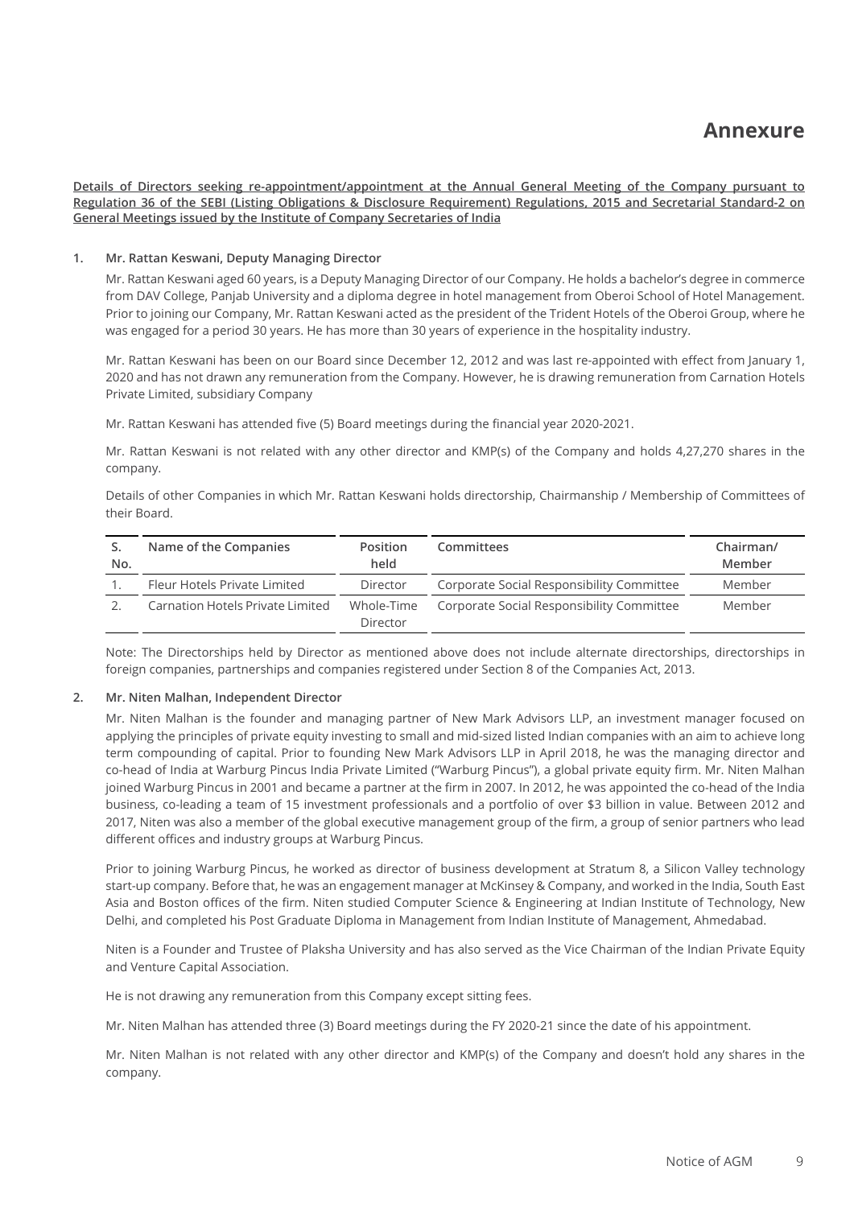# Annexure

**Details of Directors seeking re-appointment/appointment at the Annual General Meeting of the Company pursuant to Regulation 36 of the SEBI (Listing Obligations & Disclosure Requirement) Regulations, 2015 and Secretarial Standard-2 on General Meetings issued by the Institute of Company Secretaries of India**

**1. Mr. Rattan Keswani, Deputy Managing Director**

Mr. Rattan Keswani aged 60 years, is a Deputy Managing Director of our Company. He holds a bachelor's degree in commerce from DAV College, Panjab University and a diploma degree in hotel management from Oberoi School of Hotel Management. Prior to joining our Company, Mr. Rattan Keswani acted as the president of the Trident Hotels of the Oberoi Group, where he was engaged for a period 30 years. He has more than 30 years of experience in the hospitality industry.

Mr. Rattan Keswani has been on our Board since December 12, 2012 and was last re-appointed with effect from January 1, 2020 and has not drawn any remuneration from the Company. However, he is drawing remuneration from Carnation Hotels Private Limited, subsidiary Company

Mr. Rattan Keswani has attended five (5) Board meetings during the financial year 2020-2021.

Mr. Rattan Keswani is not related with any other director and KMP(s) of the Company and holds 4,27,270 shares in the company.

Details of other Companies in which Mr. Rattan Keswani holds directorship, Chairmanship / Membership of Committees of their Board.

| S. No. | Name of the Companies | Position held | Committees | Chairman/ Member |
|---|---|---|---|---|
| 1. | Fleur Hotels Private Limited | Director | Corporate Social Responsibility Committee | Member |
| 2. | Carnation Hotels Private Limited | Whole-Time Director | Corporate Social Responsibility Committee | Member |

Note: The Directorships held by Director as mentioned above does not include alternate directorships, directorships in foreign companies, partnerships and companies registered under Section 8 of the Companies Act, 2013.

**2. Mr. Niten Malhan, Independent Director**

Mr. Niten Malhan is the founder and managing partner of New Mark Advisors LLP, an investment manager focused on applying the principles of private equity investing to small and mid-sized listed Indian companies with an aim to achieve long term compounding of capital. Prior to founding New Mark Advisors LLP in April 2018, he was the managing director and co-head of India at Warburg Pincus India Private Limited ("Warburg Pincus"), a global private equity firm. Mr. Niten Malhan joined Warburg Pincus in 2001 and became a partner at the firm in 2007. In 2012, he was appointed the co-head of the India business, co-leading a team of 15 investment professionals and a portfolio of over $3 billion in value. Between 2012 and 2017, Niten was also a member of the global executive management group of the firm, a group of senior partners who lead different offices and industry groups at Warburg Pincus.

Prior to joining Warburg Pincus, he worked as director of business development at Stratum 8, a Silicon Valley technology start-up company. Before that, he was an engagement manager at McKinsey & Company, and worked in the India, South East Asia and Boston offices of the firm. Niten studied Computer Science & Engineering at Indian Institute of Technology, New Delhi, and completed his Post Graduate Diploma in Management from Indian Institute of Management, Ahmedabad.

Niten is a Founder and Trustee of Plaksha University and has also served as the Vice Chairman of the Indian Private Equity and Venture Capital Association.

He is not drawing any remuneration from this Company except sitting fees.

Mr. Niten Malhan has attended three (3) Board meetings during the FY 2020-21 since the date of his appointment.

Mr. Niten Malhan is not related with any other director and KMP(s) of the Company and doesn't hold any shares in the company.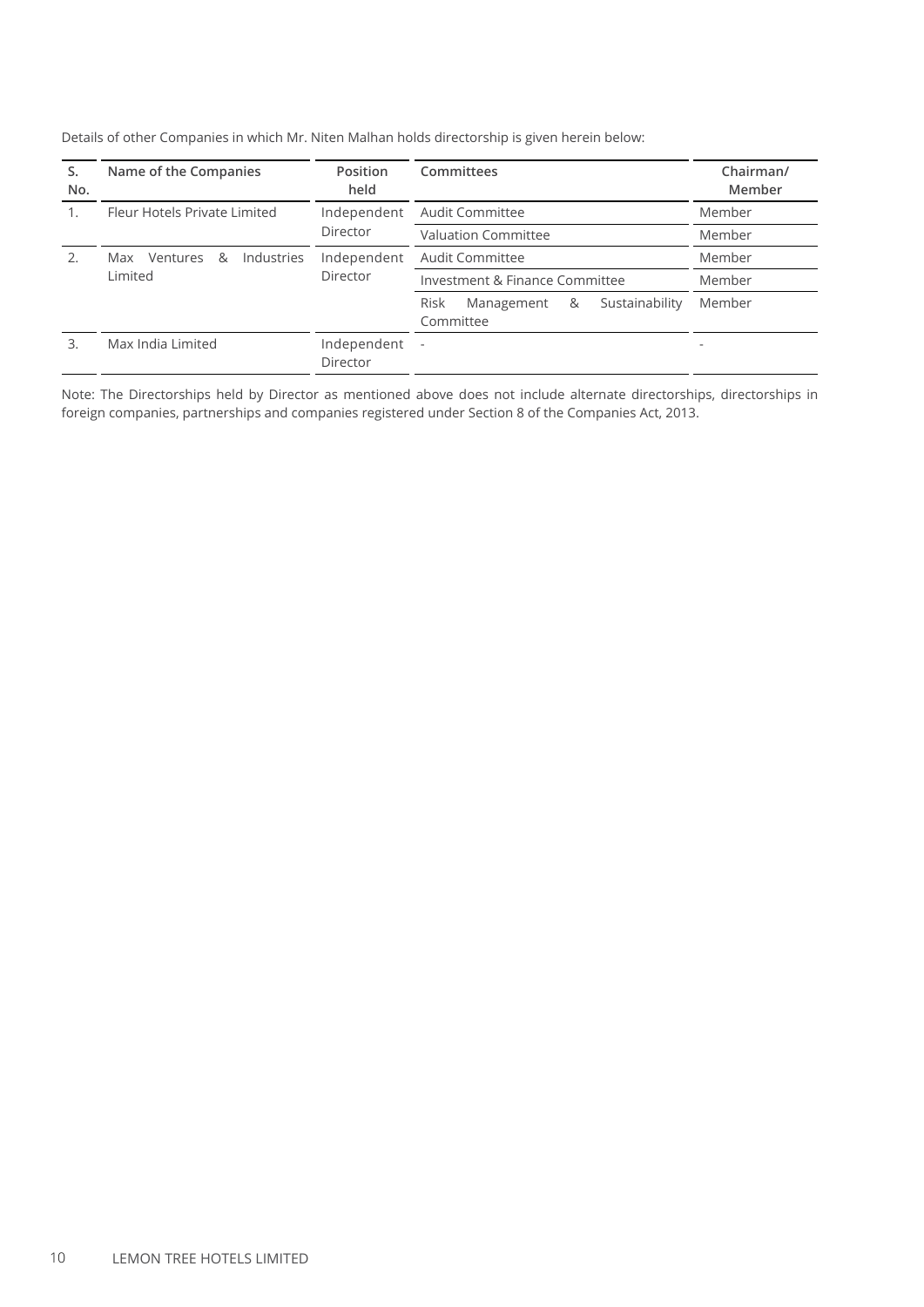Details of other Companies in which Mr. Niten Malhan holds directorship is given herein below:

| S. No. | Name of the Companies | Position held | Committees | Chairman/ Member |
|---|---|---|---|---|
| 1. | Fleur Hotels Private Limited | Independent Director | Audit Committee | Member |
| | | | Valuation Committee | Member |
| 2. | Max Ventures & Industries Limited | Independent Director | Audit Committee | Member |
| | | | Investment & Finance Committee | Member |
| | | | Risk Management & Sustainability Committee | Member |
| 3. | Max India Limited | Independent Director | - | - |

Note: The Directorships held by Director as mentioned above does not include alternate directorships, directorships in foreign companies, partnerships and companies registered under Section 8 of the Companies Act, 2013.